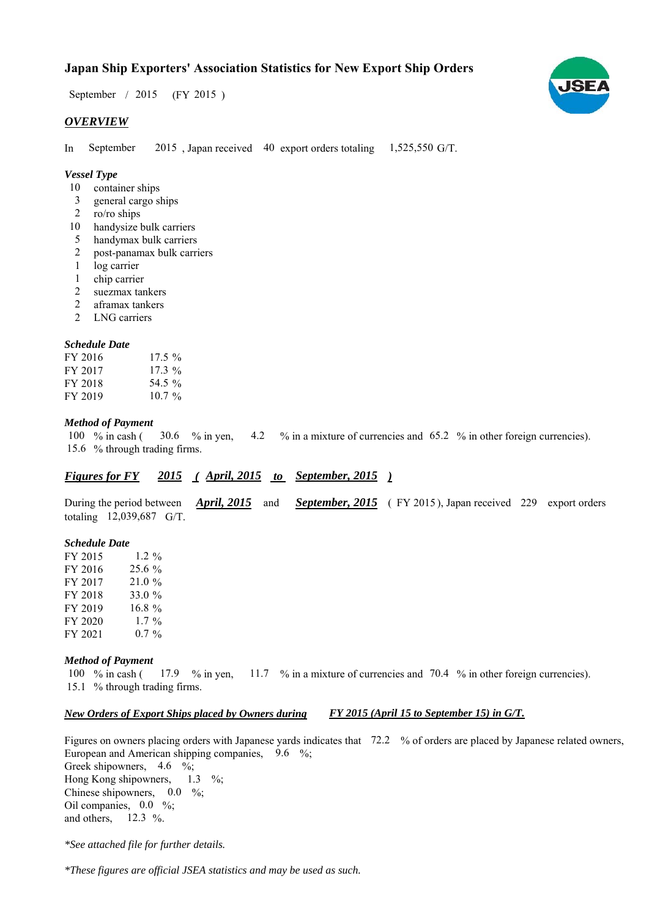# Japan Ship Exporters' Association Statistics for New Export Ship Orders

September / 2015 (FY 2015 )

## *OVERVIEW*

In September 2015 , Japan received 40 export orders totaling 1,525,550 G/T.

### *Vessel Type*

- 10 container ships
- 3 general cargo ships
- 2 ro/ro ships
- 10 handysize bulk carriers
- 5 handymax bulk carriers
- 2 post-panamax bulk carriers
- 1 log carrier
- 1 chip carrier
- 2 suezmax tankers
- 2 aframax tankers
- 2 LNG carriers

### *Schedule Date*

| | |
|---|---|
| FY 2016 | 17.5 % |
| FY 2017 | 17.3 % |
| FY 2018 | 54.5 % |
| FY 2019 | 10.7 % |

### *Method of Payment*

100 % in cash ( 30.6 % in yen, 4.2 % in a mixture of currencies and 65.2 % in other foreign currencies).
15.6 % through trading firms.

## ***Figures for FY 2015 ( April, 2015 to September, 2015 )***

During the period between ***April, 2015*** and ***September, 2015*** ( FY 2015 ), Japan received 229 export orders totaling 12,039,687 G/T.

### *Schedule Date*

| | |
|---|---|
| FY 2015 | 1.2 % |
| FY 2016 | 25.6 % |
| FY 2017 | 21.0 % |
| FY 2018 | 33.0 % |
| FY 2019 | 16.8 % |
| FY 2020 | 1.7 % |
| FY 2021 | 0.7 % |

### *Method of Payment*

100 % in cash ( 17.9 % in yen, 11.7 % in a mixture of currencies and 70.4 % in other foreign currencies).
15.1 % through trading firms.

### ***New Orders of Export Ships placed by Owners during FY 2015 (April 15 to September 15) in G/T.***

Figures on owners placing orders with Japanese yards indicates that 72.2 % of orders are placed by Japanese related owners,
European and American shipping companies, 9.6 %;
Greek shipowners, 4.6 %;
Hong Kong shipowners, 1.3 %;
Chinese shipowners, 0.0 %;
Oil companies, 0.0 %;
and others, 12.3 %.

*\*See attached file for further details.*

*\*These figures are official JSEA statistics and may be used as such.*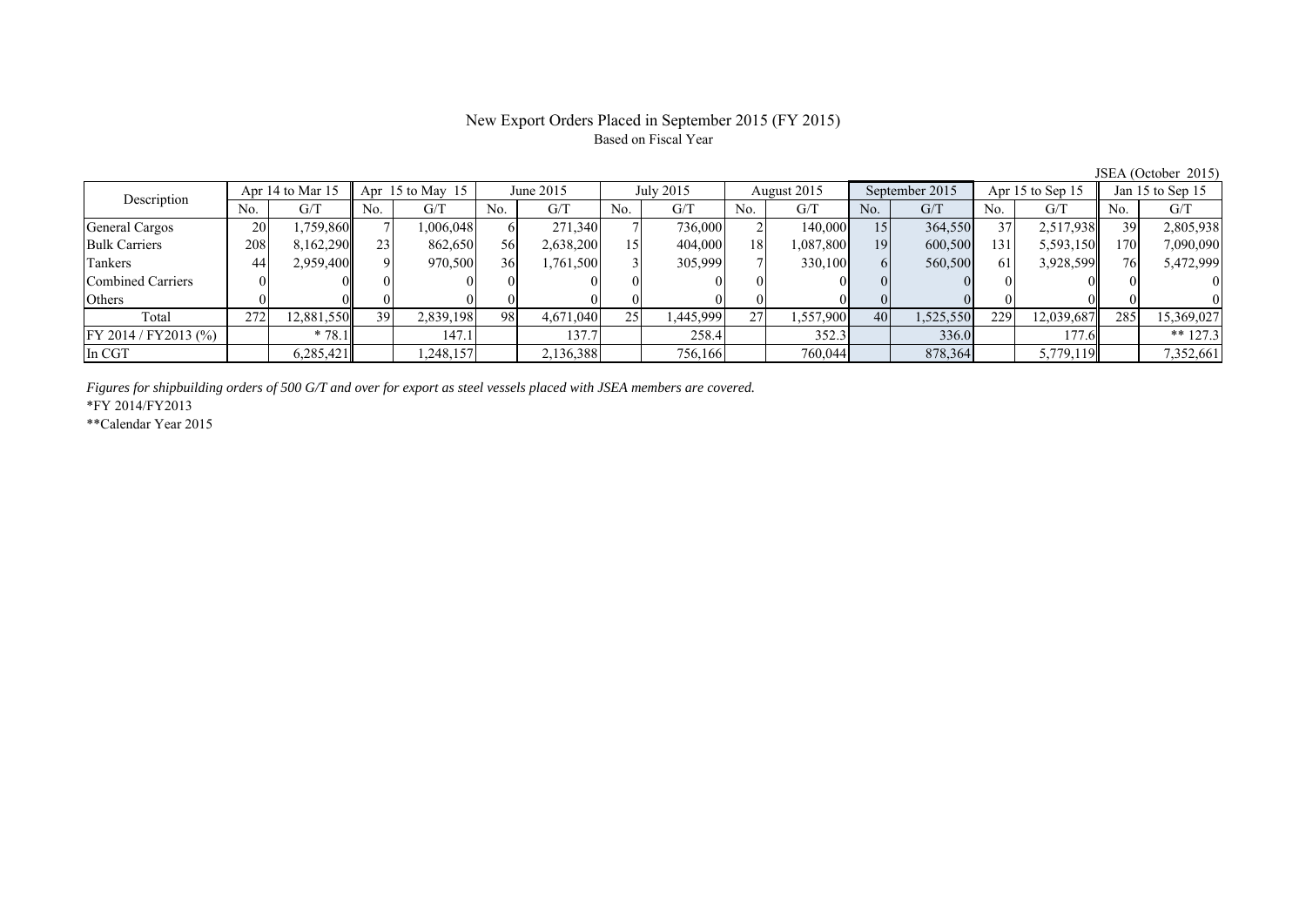# New Export Orders Placed in September 2015 (FY 2015)

Based on Fiscal Year

JSEA (October 2015)

| Description | Apr 14 to Mar 15 | | Apr 15 to May 15 | | June 2015 | | July 2015 | | August 2015 | | September 2015 | | Apr 15 to Sep 15 | | Jan 15 to Sep 15 | |
|---|---|---|---|---|---|---|---|---|---|---|---|---|---|---|---|---|
| | No. | G/T | No. | G/T | No. | G/T | No. | G/T | No. | G/T | No. | G/T | No. | G/T | No. | G/T |
| General Cargos | 20 | 1,759,860 | 7 | 1,006,048 | 6 | 271,340 | 7 | 736,000 | 2 | 140,000 | 15 | 364,550 | 37 | 2,517,938 | 39 | 2,805,938 |
| Bulk Carriers | 208 | 8,162,290 | 23 | 862,650 | 56 | 2,638,200 | 15 | 404,000 | 18 | 1,087,800 | 19 | 600,500 | 131 | 5,593,150 | 170 | 7,090,090 |
| Tankers | 44 | 2,959,400 | 9 | 970,500 | 36 | 1,761,500 | 3 | 305,999 | 7 | 330,100 | 6 | 560,500 | 61 | 3,928,599 | 76 | 5,472,999 |
| Combined Carriers | 0 | 0 | 0 | 0 | 0 | 0 | 0 | 0 | 0 | 0 | 0 | 0 | 0 | 0 | 0 | 0 |
| Others | 0 | 0 | 0 | 0 | 0 | 0 | 0 | 0 | 0 | 0 | 0 | 0 | 0 | 0 | 0 | 0 |
| Total | 272 | 12,881,550 | 39 | 2,839,198 | 98 | 4,671,040 | 25 | 1,445,999 | 27 | 1,557,900 | 40 | 1,525,550 | 229 | 12,039,687 | 285 | 15,369,027 |
| FY 2014 / FY2013 (%) | | * 78.1 | | 147.1 | | 137.7 | | 258.4 | | 352.3 | | 336.0 | | 177.6 | | ** 127.3 |
| In CGT | | 6,285,421 | | 1,248,157 | | 2,136,388 | | 756,166 | | 760,044 | | 878,364 | | 5,779,119 | | 7,352,661 |

*Figures for shipbuilding orders of 500 G/T and over for export as steel vessels placed with JSEA members are covered.*

*FY 2014/FY2013

**Calendar Year 2015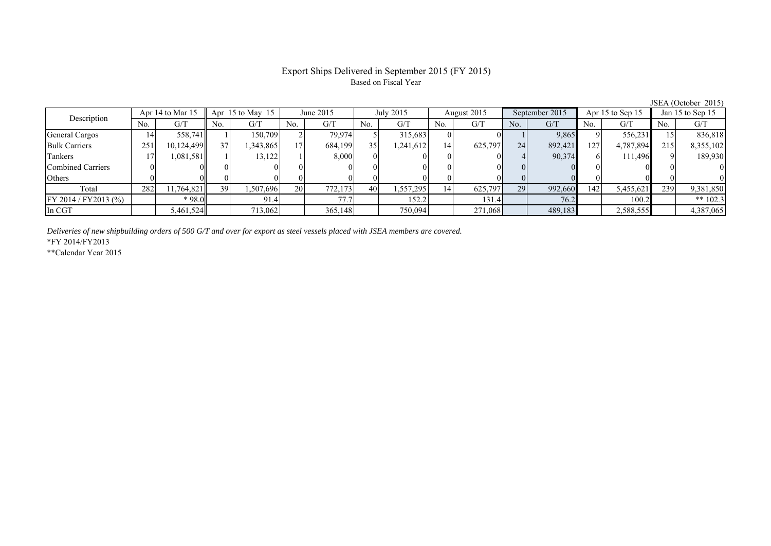# Export Ships Delivered in September 2015 (FY 2015)

Based on Fiscal Year

JSEA (October 2015)

| Description | Apr 14 to Mar 15 | | Apr 15 to May 15 | | June 2015 | | July 2015 | | August 2015 | | September 2015 | | Apr 15 to Sep 15 | | Jan 15 to Sep 15 | |
|---|---|---|---|---|---|---|---|---|---|---|---|---|---|---|---|---|
| | No. | G/T | No. | G/T | No. | G/T | No. | G/T | No. | G/T | No. | G/T | No. | G/T | No. | G/T |
| General Cargos | 14 | 558,741 | 1 | 150,709 | 2 | 79,974 | 5 | 315,683 | 0 | 0 | 1 | 9,865 | 9 | 556,231 | 15 | 836,818 |
| Bulk Carriers | 251 | 10,124,499 | 37 | 1,343,865 | 17 | 684,199 | 35 | 1,241,612 | 14 | 625,797 | 24 | 892,421 | 127 | 4,787,894 | 215 | 8,355,102 |
| Tankers | 17 | 1,081,581 | 1 | 13,122 | 1 | 8,000 | 0 | 0 | 0 | 0 | 4 | 90,374 | 6 | 111,496 | 9 | 189,930 |
| Combined Carriers | 0 | 0 | 0 | 0 | 0 | 0 | 0 | 0 | 0 | 0 | 0 | 0 | 0 | 0 | 0 | 0 |
| Others | 0 | 0 | 0 | 0 | 0 | 0 | 0 | 0 | 0 | 0 | 0 | 0 | 0 | 0 | 0 | 0 |
| Total | 282 | 11,764,821 | 39 | 1,507,696 | 20 | 772,173 | 40 | 1,557,295 | 14 | 625,797 | 29 | 992,660 | 142 | 5,455,621 | 239 | 9,381,850 |
| FY 2014 / FY2013 (%) | | * 98.0 | | 91.4 | | 77.7 | | 152.2 | | 131.4 | | 76.2 | | 100.2 | | ** 102.3 |
| In CGT | | 5,461,524 | | 713,062 | | 365,148 | | 750,094 | | 271,068 | | 489,183 | | 2,588,555 | | 4,387,065 |

*Deliveries of new shipbuilding orders of 500 G/T and over for export as steel vessels placed with JSEA members are covered.*

*FY 2014/FY2013

**Calendar Year 2015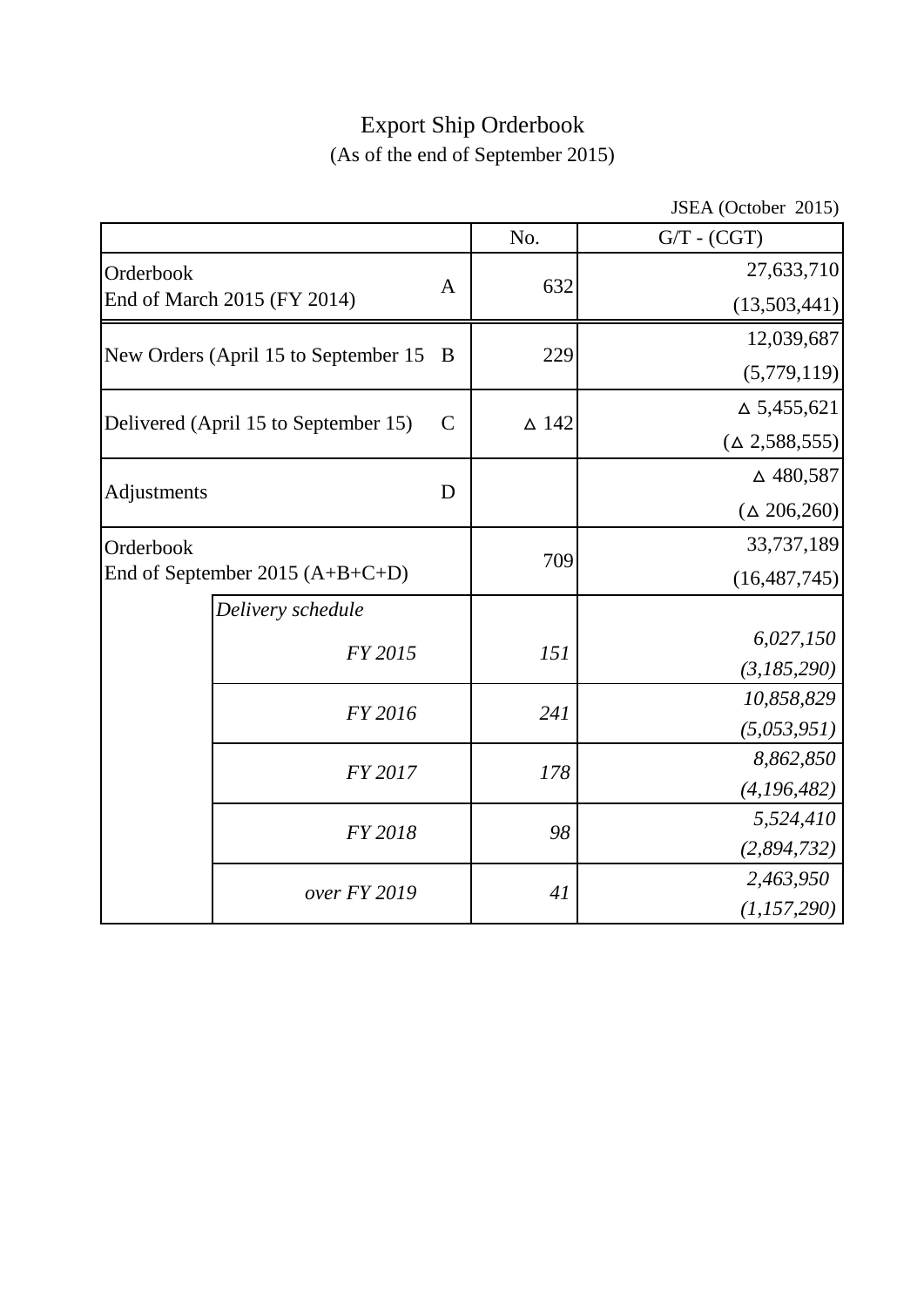# Export Ship Orderbook

(As of the end of September 2015)

JSEA (October 2015)

| | | | No. | G/T - (CGT) |
|---|---|---|---|---|
| Orderbook<br>End of March 2015 (FY 2014) | | A | 632 | 27,633,710<br>(13,503,441) |
| New Orders (April 15 to September 15 | | B | 229 | 12,039,687<br>(5,779,119) |
| Delivered (April 15 to September 15) | | C | ∆ 142 | ∆ 5,455,621<br>(∆ 2,588,555) |
| Adjustments | | D | | ∆ 480,587<br>(∆ 206,260) |
| Orderbook<br>End of September 2015 (A+B+C+D) | | | 709 | 33,737,189<br>(16,487,745) |
| | *Delivery schedule*<br>*FY 2015* | | *151* | *6,027,150*<br>*(3,185,290)* |
| | *FY 2016* | | *241* | *10,858,829*<br>*(5,053,951)* |
| | *FY 2017* | | *178* | *8,862,850*<br>*(4,196,482)* |
| | *FY 2018* | | *98* | *5,524,410*<br>*(2,894,732)* |
| | *over FY 2019* | | *41* | *2,463,950*<br>*(1,157,290)* |